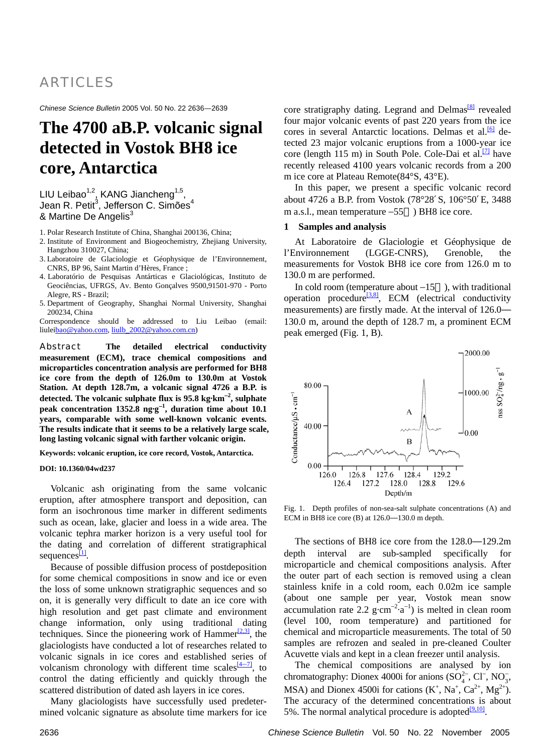ARTICLES

*Chinese Science Bulletin* 2005 Vol. 50 No. 22 2636—2639

# The 4700 aB.P. volcanic signal detected in Vostok BH8 ice core, Antarctica

LIU Leibao[1,2], KANG Jiancheng[1,5], Jean R. Petit[3], Jefferson C. Simões[4] & Martine De Angelis[3]

1. Polar Research Institute of China, Shanghai 200136, China;
2. Institute of Environment and Biogeochemistry, Zhejiang University, Hangzhou 310027, China;
3. Laboratoire de Glaciologie et Géophysique de l'Environnement, CNRS, BP 96, Saint Martin d'Hères, France ;
4. Laboratório de Pesquisas Antárticas e Glaciológicas, Instituto de Geociências, UFRGS, Av. Bento Gonçalves 9500,91501-970 - Porto Alegre, RS - Brazil;
5. Department of Geography, Shanghai Normal University, Shanghai 200234, China

Correspondence should be addressed to Liu Leibao (email: liuleibao@yahoo.com, liulb_2002@yahoo.com.cn)

**Abstract** **The detailed electrical conductivity measurement (ECM), trace chemical compositions and microparticles concentration analysis are performed for BH8 ice core from the depth of 126.0m to 130.0m at Vostok Station. At depth 128.7m, a volcanic signal 4726 a B.P. is detected. The volcanic sulphate flux is 95.8 kg·km$^{-2}$, sulphate peak concentration 1352.8 ng·g$^{-1}$, duration time about 10.1 years, comparable with some well-known volcanic events. The results indicate that it seems to be a relatively large scale, long lasting volcanic signal with farther volcanic origin.**

**Keywords: volcanic eruption, ice core record, Vostok, Antarctica.**

**DOI: 10.1360/04wd237**

Volcanic ash originating from the same volcanic eruption, after atmosphere transport and deposition, can form an isochronous time marker in different sediments such as ocean, lake, glacier and loess in a wide area. The volcanic tephra marker horizon is a very useful tool for the dating and correlation of different stratigraphical sequences[1].

Because of possible diffusion process of postdeposition for some chemical compositions in snow and ice or even the loss of some unknown stratigraphic sequences and so on, it is generally very difficult to date an ice core with high resolution and get past climate and environment change information, only using traditional dating techniques. Since the pioneering work of Hammer[2,3], the glaciologists have conducted a lot of researches related to volcanic signals in ice cores and established series of volcanism chronology with different time scales[4—7], to control the dating efficiently and quickly through the scattered distribution of dated ash layers in ice cores.

Many glaciologists have successfully used predetermined volcanic signature as absolute time markers for ice core stratigraphy dating. Legrand and Delmas[8] revealed four major volcanic events of past 220 years from the ice cores in several Antarctic locations. Delmas et al.[6] detected 23 major volcanic eruptions from a 1000-year ice core (length 115 m) in South Pole. Cole-Dai et al.[7] have recently released 4100 years volcanic records from a 200 m ice core at Plateau Remote(84°S, 43°E).

In this paper, we present a specific volcanic record about 4726 a B.P. from Vostok (78°28′ S, 106°50′ E, 3488 m a.s.l., mean temperature −55℃) BH8 ice core.

## 1 Samples and analysis

At Laboratoire de Glaciologie et Géophysique de l'Environnement (LGGE-CNRS), Grenoble, the measurements for Vostok BH8 ice core from 126.0 m to 130.0 m are performed.

In cold room (temperature about −15℃), with traditional operation procedure[3,8], ECM (electrical conductivity measurements) are firstly made. At the interval of 126.0—130.0 m, around the depth of 128.7 m, a prominent ECM peak emerged (Fig. 1, B).

Fig. 1. Depth profiles of non-sea-salt sulphate concentrations (A) and ECM in BH8 ice core (B) at 126.0—130.0 m depth.

The sections of BH8 ice core from the 128.0—129.2m depth interval are sub-sampled specifically for microparticle and chemical compositions analysis. After the outer part of each section is removed using a clean stainless knife in a cold room, each 0.02m ice sample (about one sample per year, Vostok mean snow accumulation rate 2.2 g·cm$^{-2}$·a$^{-1}$) is melted in clean room (level 100, room temperature) and partitioned for chemical and microparticle measurements. The total of 50 samples are refrozen and sealed in pre-cleaned Coulter Acuvette vials and kept in a clean freezer until analysis.

The chemical compositions are analysed by ion chromatography: Dionex 4000i for anions ($SO_4^{2-}$, $Cl^-$, $NO_3^-$, MSA) and Dionex 4500i for cations ($K^+$, $Na^+$, $Ca^{2+}$, $Mg^{2+}$). The accuracy of the determined concentrations is about 5%. The normal analytical procedure is adopted[9,10].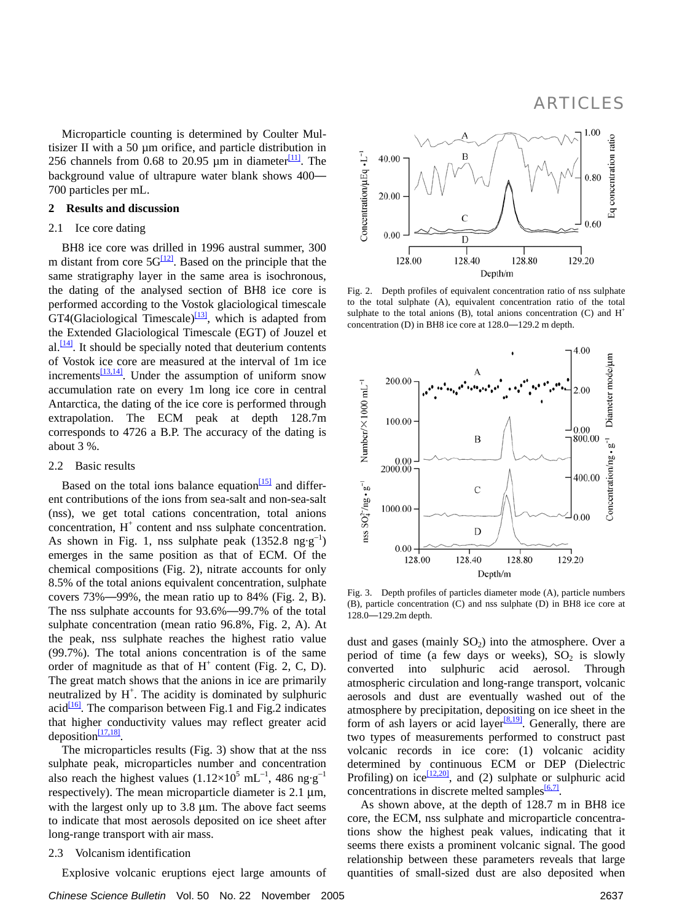Microparticle counting is determined by Coulter Multisizer II with a 50 μm orifice, and particle distribution in 256 channels from 0.68 to 20.95 μm in diameter[11]. The background value of ultrapure water blank shows 400—700 particles per mL.

## 2 Results and discussion

### 2.1 Ice core dating

BH8 ice core was drilled in 1996 austral summer, 300 m distant from core 5G[12]. Based on the principle that the same stratigraphy layer in the same area is isochronous, the dating of the analysed section of BH8 ice core is performed according to the Vostok glaciological timescale GT4(Glaciological Timescale)[13], which is adapted from the Extended Glaciological Timescale (EGT) of Jouzel et al.[14]. It should be specially noted that deuterium contents of Vostok ice core are measured at the interval of 1m ice increments[13,14]. Under the assumption of uniform snow accumulation rate on every 1m long ice core in central Antarctica, the dating of the ice core is performed through extrapolation. The ECM peak at depth 128.7m corresponds to 4726 a B.P. The accuracy of the dating is about 3 %.

### 2.2 Basic results

Based on the total ions balance equation[15] and different contributions of the ions from sea-salt and non-sea-salt (nss), we get total cations concentration, total anions concentration, $H^+$ content and nss sulphate concentration. As shown in Fig. 1, nss sulphate peak (1352.8 $ng \cdot g^{-1}$) emerges in the same position as that of ECM. Of the chemical compositions (Fig. 2), nitrate accounts for only 8.5% of the total anions equivalent concentration, sulphate covers 73%—99%, the mean ratio up to 84% (Fig. 2, B). The nss sulphate accounts for 93.6%—99.7% of the total sulphate concentration (mean ratio 96.8%, Fig. 2, A). At the peak, nss sulphate reaches the highest ratio value (99.7%). The total anions concentration is of the same order of magnitude as that of $H^+$ content (Fig. 2, C, D). The great match shows that the anions in ice are primarily neutralized by $H^+$. The acidity is dominated by sulphuric acid[16]. The comparison between Fig.1 and Fig.2 indicates that higher conductivity values may reflect greater acid deposition[17,18].

The microparticles results (Fig. 3) show that at the nss sulphate peak, microparticles number and concentration also reach the highest values ($1.12\times10^5$ $mL^{-1}$, 486 $ng \cdot g^{-1}$ respectively). The mean microparticle diameter is 2.1 μm, with the largest only up to 3.8 μm. The above fact seems to indicate that most aerosols deposited on ice sheet after long-range transport with air mass.

### 2.3 Volcanism identification

Explosive volcanic eruptions eject large amounts of dust and gases (mainly $SO_2$) into the atmosphere. Over a period of time (a few days or weeks), $SO_2$ is slowly converted into sulphuric acid aerosol. Through atmospheric circulation and long-range transport, volcanic aerosols and dust are eventually washed out of the atmosphere by precipitation, depositing on ice sheet in the form of ash layers or acid layer[8,19]. Generally, there are two types of measurements performed to construct past volcanic records in ice core: (1) volcanic acidity determined by continuous ECM or DEP (Dielectric Profiling) on ice[12,20], and (2) sulphate or sulphuric acid concentrations in discrete melted samples[6,7].

As shown above, at the depth of 128.7 m in BH8 ice core, the ECM, nss sulphate and microparticle concentrations show the highest peak values, indicating that it seems there exists a prominent volcanic signal. The good relationship between these parameters reveals that large quantities of small-sized dust are also deposited when

Fig. 2. Depth profiles of equivalent concentration ratio of nss sulphate to the total sulphate (A), equivalent concentration ratio of the total sulphate to the total anions (B), total anions concentration (C) and $H^+$ concentration (D) in BH8 ice core at 128.0—129.2 m depth.

Fig. 3. Depth profiles of particles diameter mode (A), particle numbers (B), particle concentration (C) and nss sulphate (D) in BH8 ice core at 128.0—129.2m depth.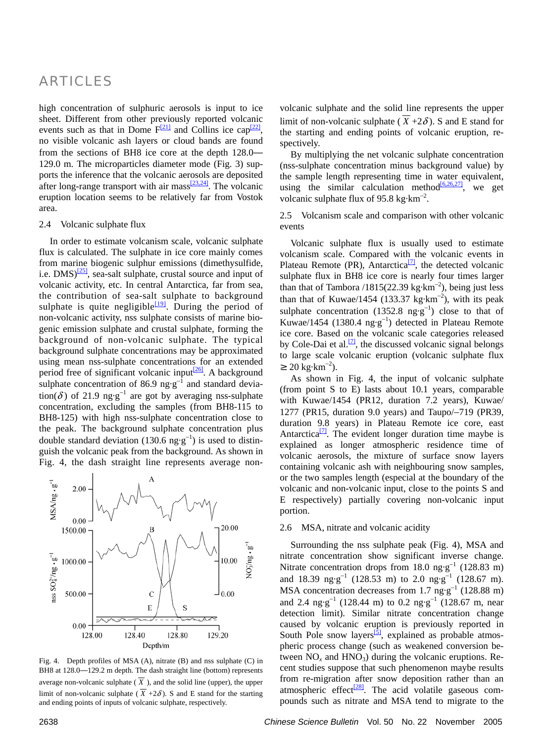high concentration of sulphuric aerosols is input to ice sheet. Different from other previously reported volcanic events such as that in Dome F[21] and Collins ice cap[22], no visible volcanic ash layers or cloud bands are found from the sections of BH8 ice core at the depth 128.0—129.0 m. The microparticles diameter mode (Fig. 3) supports the inference that the volcanic aerosols are deposited after long-range transport with air mass[23,24]. The volcanic eruption location seems to be relatively far from Vostok area.

## 2.4 Volcanic sulphate flux

In order to estimate volcanism scale, volcanic sulphate flux is calculated. The sulphate in ice core mainly comes from marine biogenic sulphur emissions (dimethysulfide, i.e. DMS)[25], sea-salt sulphate, crustal source and input of volcanic activity, etc. In central Antarctica, far from sea, the contribution of sea-salt sulphate to background sulphate is quite negligible[19]. During the period of non-volcanic activity, nss sulphate consists of marine biogenic emission sulphate and crustal sulphate, forming the background of non-volcanic sulphate. The typical background sulphate concentrations may be approximated using mean nss-sulphate concentrations for an extended period free of significant volcanic input[26]. A background sulphate concentration of 86.9 $ng \cdot g^{-1}$ and standard deviation($\delta$) of 21.9 $ng \cdot g^{-1}$ are got by averaging nss-sulphate concentration, excluding the samples (from BH8-115 to BH8-125) with high nss-sulphate concentration close to the peak. The background sulphate concentration plus double standard deviation (130.6 $ng \cdot g^{-1}$) is used to distinguish the volcanic peak from the background. As shown in Fig. 4, the dash straight line represents average non-volcanic sulphate and the solid line represents the upper limit of non-volcanic sulphate ($\overline{X}+2\delta$). S and E stand for the starting and ending points of volcanic eruption, respectively.

By multiplying the net volcanic sulphate concentration (nss-sulphate concentration minus background value) by the sample length representing time in water equivalent, using the similar calculation method[6,26,27], we get volcanic sulphate flux of 95.8 $kg \cdot km^{-2}$.

## 2.5 Volcanism scale and comparison with other volcanic events

Volcanic sulphate flux is usually used to estimate volcanism scale. Compared with the volcanic events in Plateau Remote (PR), Antarctica[7], the detected volcanic sulphate flux in BH8 ice core is nearly four times larger than that of Tambora /1815(22.39 $kg \cdot km^{-2}$), being just less than that of Kuwae/1454 (133.37 $kg \cdot km^{-2}$), with its peak sulphate concentration (1352.8 $ng \cdot g^{-1}$) close to that of Kuwae/1454 (1380.4 $ng \cdot g^{-1}$) detected in Plateau Remote ice core. Based on the volcanic scale categories released by Cole-Dai et al.[7], the discussed volcanic signal belongs to large scale volcanic eruption (volcanic sulphate flux $\geq 20$ $kg \cdot km^{-2}$).

As shown in Fig. 4, the input of volcanic sulphate (from point S to E) lasts about 10.1 years, comparable with Kuwae/1454 (PR12, duration 7.2 years), Kuwae/1277 (PR15, duration 9.0 years) and Taupo/–719 (PR39, duration 9.8 years) in Plateau Remote ice core, east Antarctica[7]. The evident longer duration time maybe is explained as longer atmospheric residence time of volcanic aerosols, the mixture of surface snow layers containing volcanic ash with neighbouring snow samples, or the two samples length (especial at the boundary of the volcanic and non-volcanic input, close to the points S and E respectively) partially covering non-volcanic input portion.

Fig. 4. Depth profiles of MSA (A), nitrate (B) and nss sulphate (C) in BH8 at 128.0—129.2 m depth. The dash straight line (bottom) represents average non-volcanic sulphate ($\overline{X}$), and the solid line (upper), the upper limit of non-volcanic sulphate ($\overline{X}+2\delta$). S and E stand for the starting and ending points of inputs of volcanic sulphate, respectively.

## 2.6 MSA, nitrate and volcanic acidity

Surrounding the nss sulphate peak (Fig. 4), MSA and nitrate concentration show significant inverse change. Nitrate concentration drops from 18.0 $ng \cdot g^{-1}$ (128.83 m) and 18.39 $ng \cdot g^{-1}$ (128.53 m) to 2.0 $ng \cdot g^{-1}$ (128.67 m). MSA concentration decreases from 1.7 $ng \cdot g^{-1}$ (128.88 m) and 2.4 $ng \cdot g^{-1}$ (128.44 m) to 0.2 $ng \cdot g^{-1}$ (128.67 m, near detection limit). Similar nitrate concentration change caused by volcanic eruption is previously reported in South Pole snow layers[5], explained as probable atmospheric process change (such as weakened conversion between $NO_x$ and $HNO_3$) during the volcanic eruptions. Recent studies suppose that such phenomenon maybe results from re-migration after snow deposition rather than an atmospheric effect[28]. The acid volatile gaseous compounds such as nitrate and MSA tend to migrate to the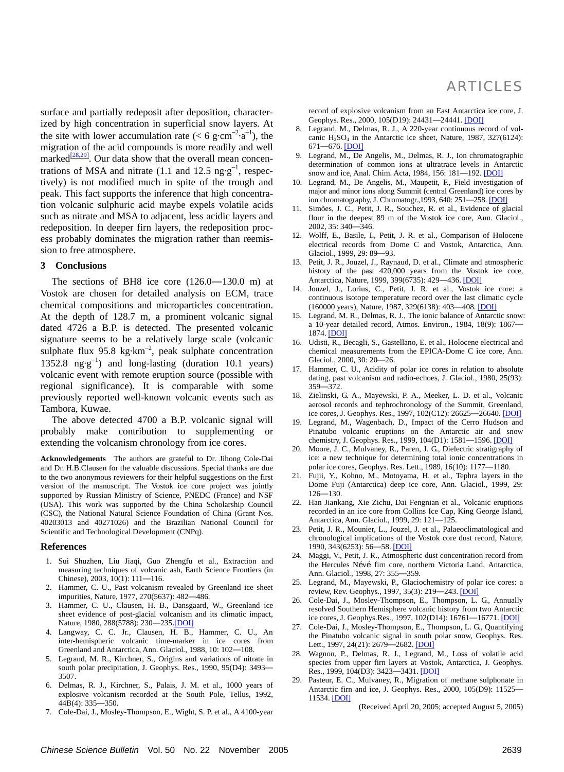surface and partially redeposit after deposition, characterized by high concentration in superficial snow layers. At the site with lower accumulation rate (< 6 g·cm$^{-2}$·a$^{-1}$), the migration of the acid compounds is more readily and well marked[28,29]. Our data show that the overall mean concentrations of MSA and nitrate (1.1 and 12.5 ng·g$^{-1}$, respectively) is not modified much in spite of the trough and peak. This fact supports the inference that high concentration volcanic sulphuric acid maybe expels volatile acids such as nitrate and MSA to adjacent, less acidic layers and redeposition. In deeper firn layers, the redeposition process probably dominates the migration rather than reemission to free atmosphere.

## 3 Conclusions

The sections of BH8 ice core (126.0—130.0 m) at Vostok are chosen for detailed analysis on ECM, trace chemical compositions and microparticles concentration. At the depth of 128.7 m, a prominent volcanic signal dated 4726 a B.P. is detected. The presented volcanic signature seems to be a relatively large scale (volcanic sulphate flux 95.8 kg·km$^{-2}$, peak sulphate concentration 1352.8 ng·g$^{-1}$) and long-lasting (duration 10.1 years) volcanic event with remote eruption source (possible with regional significance). It is comparable with some previously reported well-known volcanic events such as Tambora, Kuwae.

The above detected 4700 a B.P. volcanic signal will probably make contribution to supplementing or extending the volcanism chronology from ice cores.

**Acknowledgements** The authors are grateful to Dr. Jihong Cole-Dai and Dr. H.B.Clausen for the valuable discussions. Special thanks are due to the two anonymous reviewers for their helpful suggestions on the first version of the manuscript. The Vostok ice core project was jointly supported by Russian Ministry of Science, PNEDC (France) and NSF (USA). This work was supported by the China Scholarship Council (CSC), the National Natural Science Foundation of China (Grant Nos. 40203013 and 40271026) and the Brazilian National Council for Scientific and Technological Development (CNPq).

## References

1. Sui Shuzhen, Liu Jiaqi, Guo Zhengfu et al., Extraction and measuring techniques of volcanic ash, Earth Science Frontiers (in Chinese), 2003, 10(1): 111—116.
2. Hammer, C. U., Past volcanism revealed by Greenland ice sheet impurities, Nature, 1977, 270(5637): 482—486.
3. Hammer, C. U., Clausen, H. B., Dansgaard, W., Greenland ice sheet evidence of post-glacial volcanism and its climatic impact, Nature, 1980, 288(5788): 230—235.[DOI]
4. Langway, C. C. Jr., Clausen, H. B., Hammer, C. U., An inter-hemispheric volcanic time-marker in ice cores from Greenland and Antarctica, Ann. Glaciol., 1988, 10: 102—108.
5. Legrand, M. R., Kirchner, S., Origins and variations of nitrate in south polar precipitation, J. Geophys. Res., 1990, 95(D4): 3493—3507.
6. Delmas, R. J., Kirchner, S., Palais, J. M. et al., 1000 years of explosive volcanism recorded at the South Pole, Tellus, 1992, 44B(4): 335—350.
7. Cole-Dai, J., Mosley-Thompson, E., Wight, S. P. et al., A 4100-year record of explosive volcanism from an East Antarctica ice core, J. Geophys. Res., 2000, 105(D19): 24431—24441. [DOI]
8. Legrand, M., Delmas, R. J., A 220-year continuous record of volcanic $H_2SO_4$ in the Antarctic ice sheet, Nature, 1987, 327(6124): 671—676. [DOI]
9. Legrand, M., De Angelis, M., Delmas, R. J., Ion chromatographic determination of common ions at ultratrace levels in Antarctic snow and ice, Anal. Chim. Acta, 1984, 156: 181—192. [DOI]
10. Legrand, M., De Angelis, M., Maupetit, F., Field investigation of major and minor ions along Summit (central Greenland) ice cores by ion chromatography, J. Chromatogr.,1993, 640: 251—258. [DOI]
11. Simões, J. C., Petit, J. R., Souchez, R. et al., Evidence of glacial flour in the deepest 89 m of the Vostok ice core, Ann. Glaciol., 2002, 35: 340—346.
12. Wolff, E., Basile, I., Petit, J. R. et al., Comparison of Holocene electrical records from Dome C and Vostok, Antarctica, Ann. Glaciol., 1999, 29: 89—93.
13. Petit, J. R., Jouzel, J., Raynaud, D. et al., Climate and atmospheric history of the past 420,000 years from the Vostok ice core, Antarctica, Nature, 1999, 399(6735): 429—436. [DOI]
14. Jouzel, J., Lorius, C., Petit, J. R. et al., Vostok ice core: a continuous isotope temperature record over the last climatic cycle (160000 years), Nature, 1987, 329(6138): 403—408. [DOI]
15. Legrand, M. R., Delmas, R. J., The ionic balance of Antarctic snow: a 10-year detailed record, Atmos. Environ., 1984, 18(9): 1867—1874. [DOI]
16. Udisti, R., Becagli, S., Gastellano, E. et al., Holocene electrical and chemical measurements from the EPICA-Dome C ice core, Ann. Glaciol., 2000, 30: 20—26.
17. Hammer, C. U., Acidity of polar ice cores in relation to absolute dating, past volcanism and radio-echoes, J. Glaciol., 1980, 25(93): 359—372.
18. Zielinski, G. A., Mayewski, P. A., Meeker, L. D. et al., Volcanic aerosol records and tephrochronology of the Summit, Greenland, ice cores, J. Geophys. Res., 1997, 102(C12): 26625—26640. [DOI]
19. Legrand, M., Wagenbach, D., Impact of the Cerro Hudson and Pinatubo volcanic eruptions on the Antarctic air and snow chemistry, J. Geophys. Res., 1999, 104(D1): 1581—1596. [DOI]
20. Moore, J. C., Mulvaney, R., Paren, J. G., Dielectric stratigraphy of ice: a new technique for determining total ionic concentrations in polar ice cores, Geophys. Res. Lett., 1989, 16(10): 1177—1180.
21. Fujii, Y., Kohno, M., Motoyama, H. et al., Tephra layers in the Dome Fuji (Antarctica) deep ice core, Ann. Glaciol., 1999, 29: 126—130.
22. Han Jiankang, Xie Zichu, Dai Fengnian et al., Volcanic eruptions recorded in an ice core from Collins Ice Cap, King George Island, Antarctica, Ann. Glaciol., 1999, 29: 121—125.
23. Petit, J. R., Mounier, L., Jouzel, J. et al., Palaeoclimatological and chronological implications of the Vostok core dust record, Nature, 1990, 343(6253): 56—58. [DOI]
24. Maggi, V., Petit, J. R., Atmospheric dust concentration record from the Hercules Névé firn core, northern Victoria Land, Antarctica, Ann. Glaciol., 1998, 27: 355—359.
25. Legrand, M., Mayewski, P., Glaciochemistry of polar ice cores: a review, Rev. Geophys., 1997, 35(3): 219—243. [DOI]
26. Cole-Dai, J., Mosley-Thompson, E., Thompson, L. G., Annually resolved Southern Hemisphere volcanic history from two Antarctic ice cores, J. Geophys.Res., 1997, 102(D14): 16761—16771. [DOI]
27. Cole-Dai, J., Mosley-Thompson, E., Thompson, L. G., Quantifying the Pinatubo volcanic signal in south polar snow, Geophys. Res. Lett., 1997, 24(21): 2679—2682. [DOI]
28. Wagnon, P., Delmas, R. J., Legrand, M., Loss of volatile acid species from upper firn layers at Vostok, Antarctica, J. Geophys. Res., 1999, 104(D3): 3423—3431. [DOI]
29. Pasteur, E. C., Mulvaney, R., Migration of methane sulphonate in Antarctic firn and ice, J. Geophys. Res., 2000, 105(D9): 11525—11534. [DOI]

(Received April 20, 2005; accepted August 5, 2005)